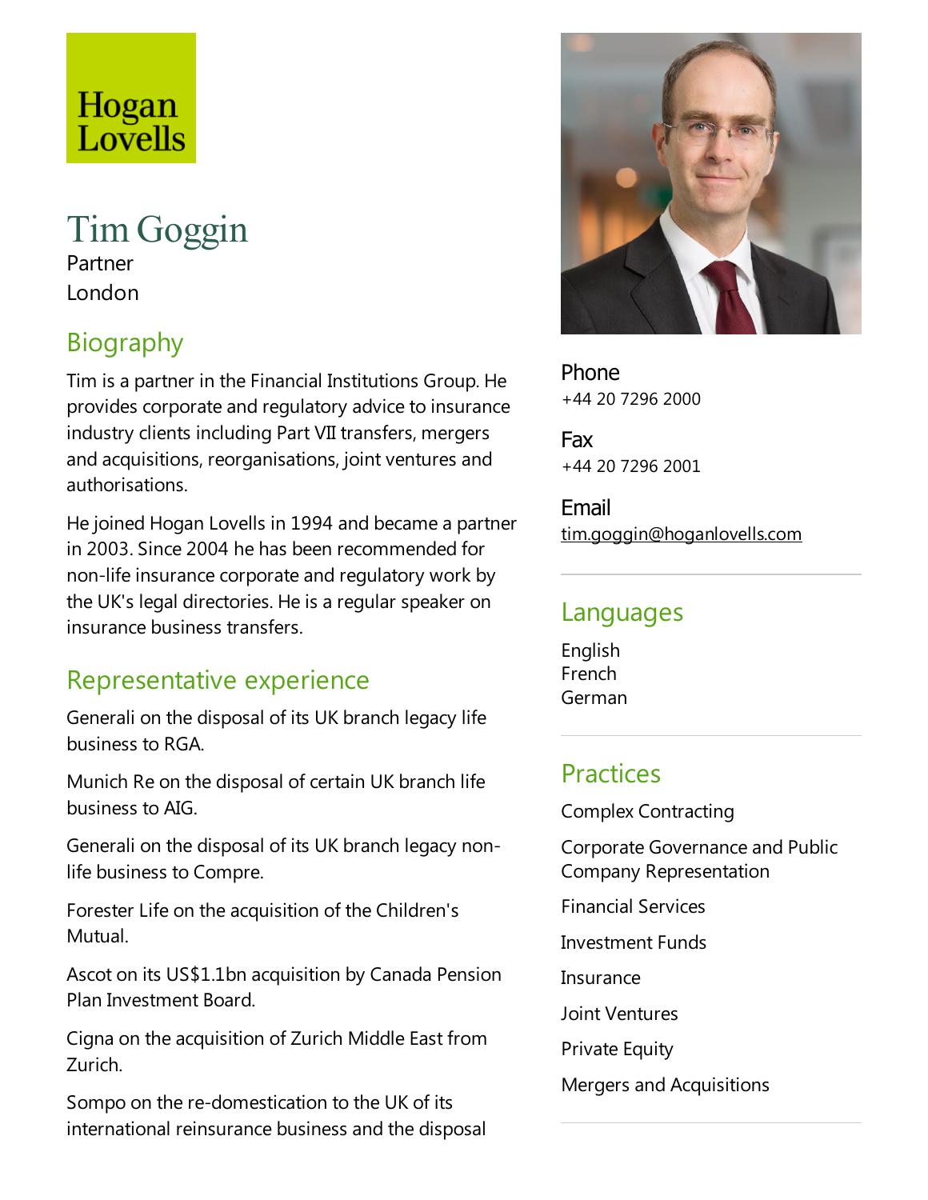Hogan Lovells

# Tim Goggin

Partner

London

## Biography

Tim is a partner in the Financial Institutions Group. He provides corporate and regulatory advice to insurance industry clients including Part VII transfers, mergers and acquisitions, reorganisations, joint ventures and authorisations.

He joined Hogan Lovells in 1994 and became a partner in 2003. Since 2004 he has been recommended for non-life insurance corporate and regulatory work by the UK's legal directories. He is a regular speaker on insurance business transfers.

## Representative experience

Generali on the disposal of its UK branch legacy life business to RGA.

Munich Re on the disposal of certain UK branch life business to AIG.

Generali on the disposal of its UK branch legacy non-life business to Compre.

Forester Life on the acquisition of the Children's Mutual.

Ascot on its US$1.1bn acquisition by Canada Pension Plan Investment Board.

Cigna on the acquisition of Zurich Middle East from Zurich.

Sompo on the re-domestication to the UK of its international reinsurance business and the disposal

**Phone**
+44 20 7296 2000

**Fax**
+44 20 7296 2001

**Email**
tim.goggin@hoganlovells.com

## Languages

English
French
German

## Practices

Complex Contracting

Corporate Governance and Public Company Representation

Financial Services

Investment Funds

Insurance

Joint Ventures

Private Equity

Mergers and Acquisitions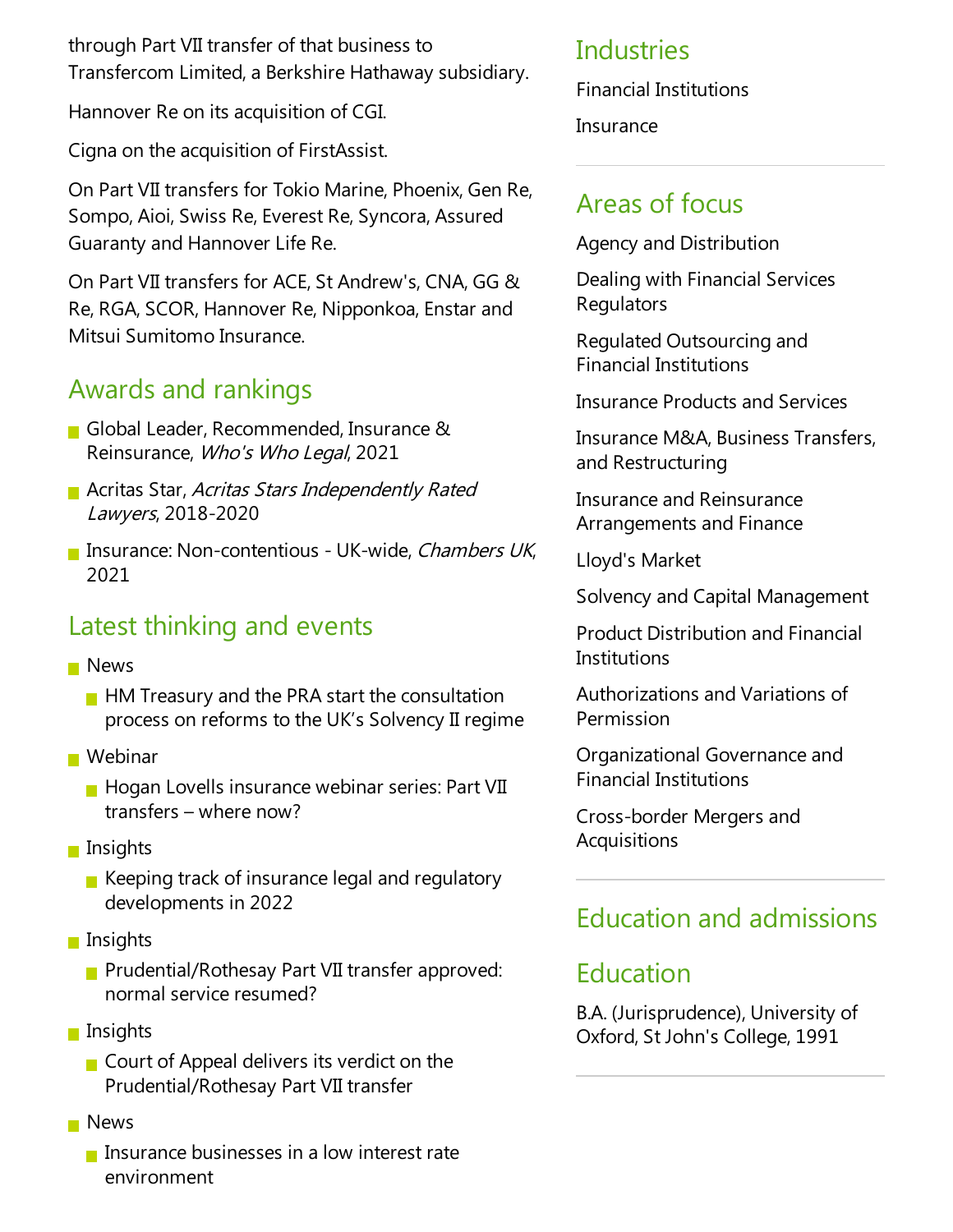through Part VII transfer of that business to Transfercom Limited, a Berkshire Hathaway subsidiary.

Hannover Re on its acquisition of CGI.

Cigna on the acquisition of FirstAssist.

On Part VII transfers for Tokio Marine, Phoenix, Gen Re, Sompo, Aioi, Swiss Re, Everest Re, Syncora, Assured Guaranty and Hannover Life Re.

On Part VII transfers for ACE, St Andrew's, CNA, GG & Re, RGA, SCOR, Hannover Re, Nipponkoa, Enstar and Mitsui Sumitomo Insurance.

## Awards and rankings

- Global Leader, Recommended, Insurance & Reinsurance, *Who's Who Legal*, 2021
- Acritas Star, *Acritas Stars Independently Rated Lawyers*, 2018-2020
- Insurance: Non-contentious - UK-wide, *Chambers UK*, 2021

## Latest thinking and events

- News
  - HM Treasury and the PRA start the consultation process on reforms to the UK's Solvency II regime
- Webinar
  - Hogan Lovells insurance webinar series: Part VII transfers – where now?
- Insights
  - Keeping track of insurance legal and regulatory developments in 2022
- Insights
  - Prudential/Rothesay Part VII transfer approved: normal service resumed?
- Insights
  - Court of Appeal delivers its verdict on the Prudential/Rothesay Part VII transfer
- News
  - Insurance businesses in a low interest rate environment

## Industries

Financial Institutions

Insurance

## Areas of focus

Agency and Distribution

Dealing with Financial Services Regulators

Regulated Outsourcing and Financial Institutions

Insurance Products and Services

Insurance M&A, Business Transfers, and Restructuring

Insurance and Reinsurance Arrangements and Finance

Lloyd's Market

Solvency and Capital Management

Product Distribution and Financial Institutions

Authorizations and Variations of Permission

Organizational Governance and Financial Institutions

Cross-border Mergers and Acquisitions

## Education and admissions

## Education

B.A. (Jurisprudence), University of Oxford, St John's College, 1991